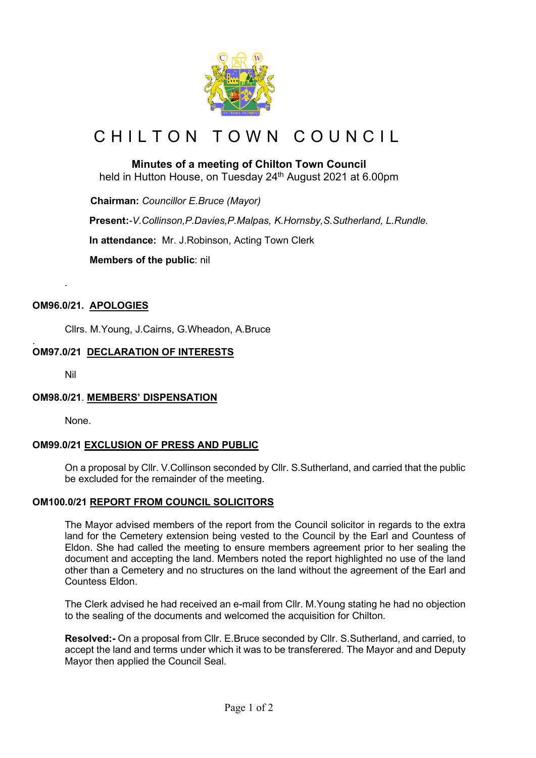# CHILTON TOWN COUNCIL

## Minutes of a meeting of Chilton Town Council

held in Hutton House, on Tuesday 24th August 2021 at 6.00pm

**Chairman:** *Councillor E.Bruce (Mayor)*

**Present:**-*V.Collinson,P.Davies,P.Malpas, K.Hornsby,S.Sutherland, L.Rundle.*

**In attendance:** Mr. J.Robinson, Acting Town Clerk

**Members of the public**: nil

.

### OM96.0/21. APOLOGIES

Cllrs. M.Young, J.Cairns, G.Wheadon, A.Bruce

.

### OM97.0/21 DECLARATION OF INTERESTS

Nil

### OM98.0/21. MEMBERS' DISPENSATION

None.

### OM99.0/21 EXCLUSION OF PRESS AND PUBLIC

On a proposal by Cllr. V.Collinson seconded by Cllr. S.Sutherland, and carried that the public be excluded for the remainder of the meeting.

### OM100.0/21 REPORT FROM COUNCIL SOLICITORS

The Mayor advised members of the report from the Council solicitor in regards to the extra land for the Cemetery extension being vested to the Council by the Earl and Countess of Eldon. She had called the meeting to ensure members agreement prior to her sealing the document and accepting the land. Members noted the report highlighted no use of the land other than a Cemetery and no structures on the land without the agreement of the Earl and Countess Eldon.

The Clerk advised he had received an e-mail from Cllr. M.Young stating he had no objection to the sealing of the documents and welcomed the acquisition for Chilton.

**Resolved:-** On a proposal from Cllr. E.Bruce seconded by Cllr. S.Sutherland, and carried, to accept the land and terms under which it was to be transferered. The Mayor and and Deputy Mayor then applied the Council Seal.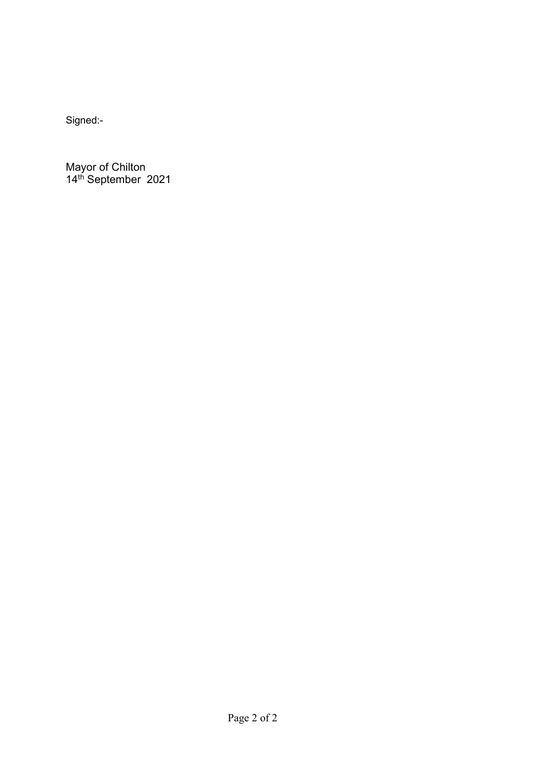Signed:-

Mayor of Chilton
14th September 2021